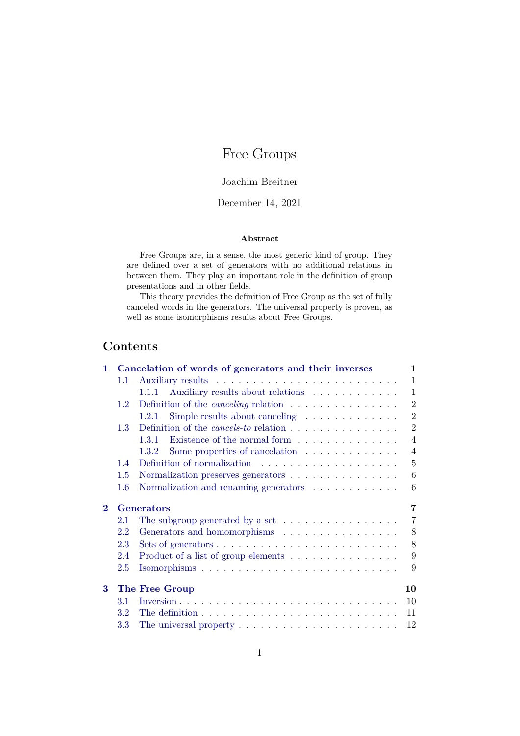# Free Groups

Joachim Breitner

December 14, 2021

### Abstract

Free Groups are, in a sense, the most generic kind of group. They are defined over a set of generators with no additional relations in between them. They play an important role in the definition of group presentations and in other fields.

This theory provides the definition of Free Group as the set of fully canceled words in the generators. The universal property is proven, as well as some isomorphisms results about Free Groups.

## Contents

- **1 Cancelation of words of generators and their inverses** — 1
  - 1.1 Auxiliary results — 1
    - 1.1.1 Auxiliary results about relations — 1
  - 1.2 Definition of the *canceling* relation — 2
    - 1.2.1 Simple results about canceling — 2
  - 1.3 Definition of the *cancels-to* relation — 2
    - 1.3.1 Existence of the normal form — 4
    - 1.3.2 Some properties of cancelation — 4
  - 1.4 Definition of normalization — 5
  - 1.5 Normalization preserves generators — 6
  - 1.6 Normalization and renaming generators — 6
- **2 Generators** — 7
  - 2.1 The subgroup generated by a set — 7
  - 2.2 Generators and homomorphisms — 8
  - 2.3 Sets of generators — 8
  - 2.4 Product of a list of group elements — 9
  - 2.5 Isomorphisms — 9
- **3 The Free Group** — 10
  - 3.1 Inversion — 10
  - 3.2 The definition — 11
  - 3.3 The universal property — 12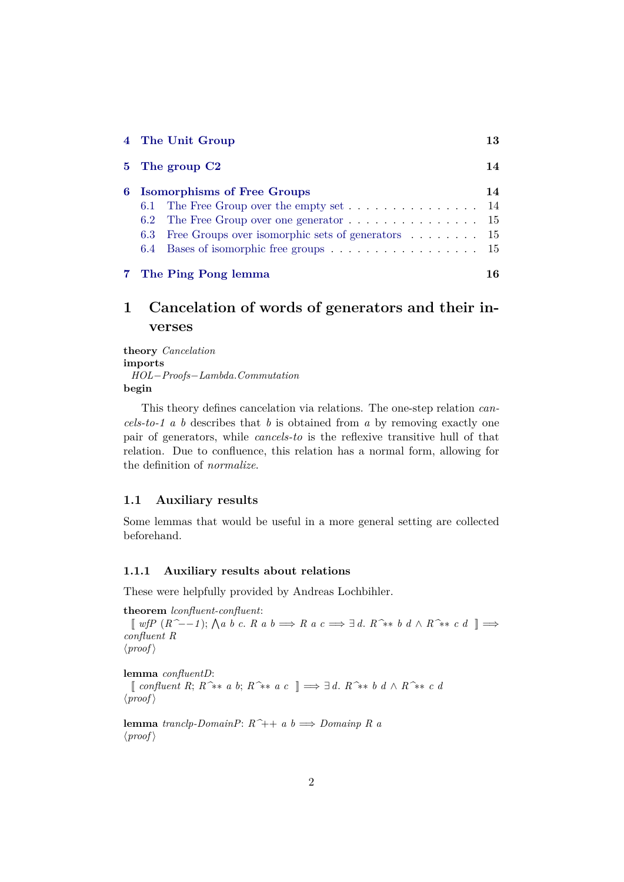| | | |
|---|---|---|
| **4** | **The Unit Group** | **13** |
| **5** | **The group C2** | **14** |
| **6** | **Isomorphisms of Free Groups** | **14** |
| | 6.1 The Free Group over the empty set | 14 |
| | 6.2 The Free Group over one generator | 15 |
| | 6.3 Free Groups over isomorphic sets of generators | 15 |
| | 6.4 Bases of isomorphic free groups | 15 |
| **7** | **The Ping Pong lemma** | **16** |

# 1 Cancelation of words of generators and their inverses

**theory** *Cancelation*
**imports**
*HOL−Proofs−Lambda.Commutation*
**begin**

This theory defines cancelation via relations. The one-step relation *cancels-to-1 a b* describes that *b* is obtained from *a* by removing exactly one pair of generators, while *cancels-to* is the reflexive transitive hull of that relation. Due to confluence, this relation has a normal form, allowing for the definition of *normalize*.

## 1.1 Auxiliary results

Some lemmas that would be useful in a more general setting are collected beforehand.

### 1.1.1 Auxiliary results about relations

These were helpfully provided by Andreas Lochbihler.

**theorem** *lconfluent-confluent*:
⟦ *wfP* (*R*^−−*1*); ⋀*a b c*. *R a b* ⟹ *R a c* ⟹ ∃ *d*. *R*^\*\* *b d* ∧ *R*^\*\* *c d* ⟧ ⟹ *confluent R*
⟨*proof*⟩

**lemma** *confluentD*:
⟦ *confluent R*; *R*^\*\* *a b*; *R*^\*\* *a c* ⟧ ⟹ ∃ *d*. *R*^\*\* *b d* ∧ *R*^\*\* *c d*
⟨*proof*⟩

**lemma** *tranclp-DomainP*: *R*^++ *a b* ⟹ *Domainp R a*
⟨*proof*⟩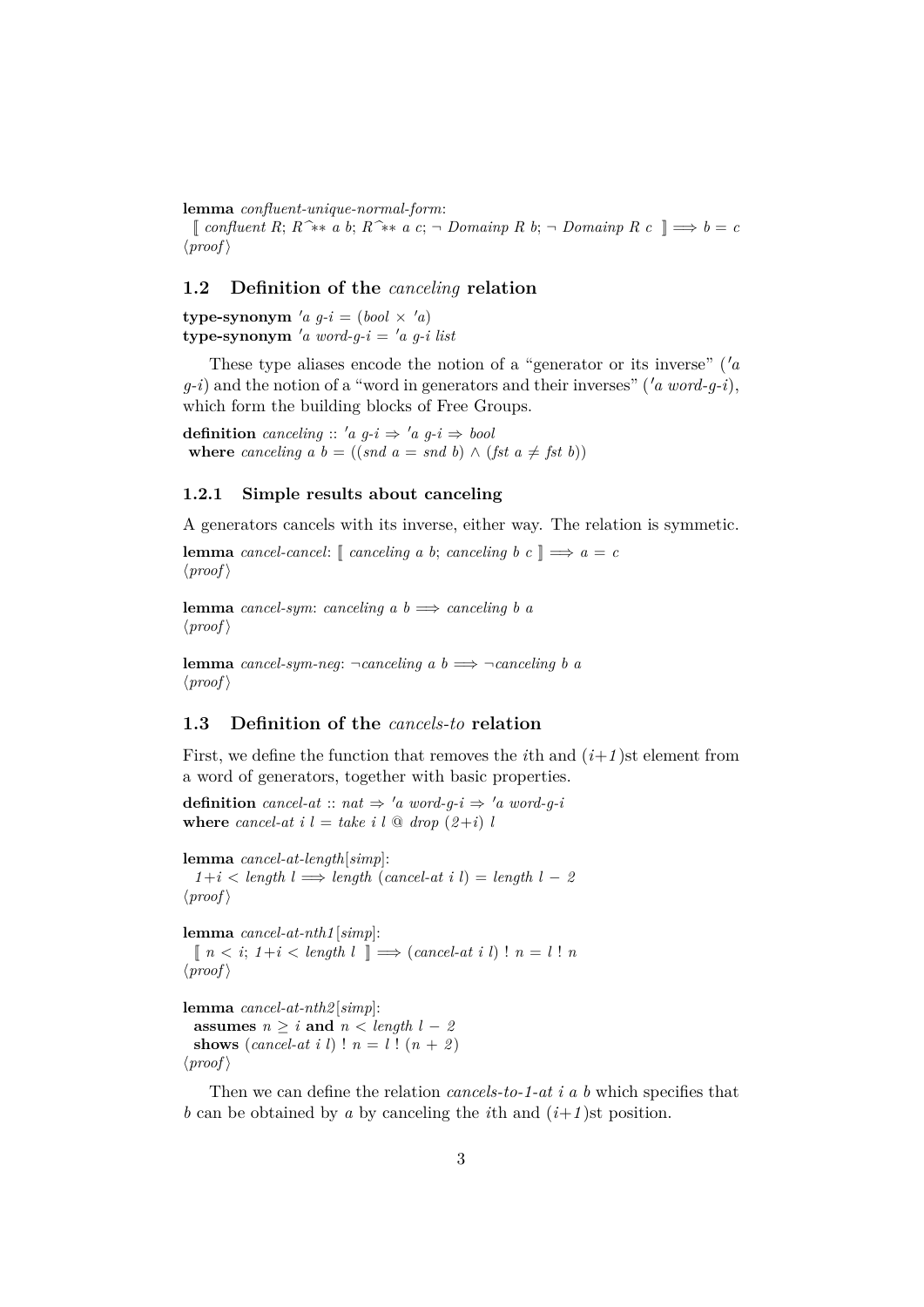**lemma** *confluent-unique-normal-form*:
  $\llbracket$ *confluent R*; $R\hat{}{**}$ *a b*; $R\hat{}{**}$ *a c*; $\neg$ *Domainp R b*; $\neg$ *Domainp R c* $\rrbracket \Longrightarrow b = c$
⟨*proof*⟩

## 1.2 Definition of the *canceling* relation

**type-synonym** *'a g-i* = (*bool* × *'a*)
**type-synonym** *'a word-g-i* = *'a g-i list*

These type aliases encode the notion of a "generator or its inverse" (*'a g-i*) and the notion of a "word in generators and their inverses" (*'a word-g-i*), which form the building blocks of Free Groups.

**definition** *canceling* :: *'a g-i* ⇒ *'a g-i* ⇒ *bool*
 **where** *canceling a b* = ((*snd a* = *snd b*) ∧ (*fst a* ≠ *fst b*))

### 1.2.1 Simple results about canceling

A generators cancels with its inverse, either way. The relation is symmetic.

**lemma** *cancel-cancel*: $\llbracket$ *canceling a b*; *canceling b c* $\rrbracket \Longrightarrow a = c$
⟨*proof*⟩

**lemma** *cancel-sym*: *canceling a b* ⟹ *canceling b a*
⟨*proof*⟩

**lemma** *cancel-sym-neg*: ¬*canceling a b* ⟹ ¬*canceling b a*
⟨*proof*⟩

## 1.3 Definition of the *cancels-to* relation

First, we define the function that removes the *i*th and (*i*+*1*)st element from a word of generators, together with basic properties.

**definition** *cancel-at* :: *nat* ⇒ *'a word-g-i* ⇒ *'a word-g-i*
**where** *cancel-at i l* = *take i l* @ *drop* (*2*+*i*) *l*

**lemma** *cancel-at-length*[*simp*]:
  *1*+*i* < *length l* ⟹ *length* (*cancel-at i l*) = *length l* − *2*
⟨*proof*⟩

**lemma** *cancel-at-nth1*[*simp*]:
  $\llbracket$ *n* < *i*; *1*+*i* < *length l* $\rrbracket$ ⟹ (*cancel-at i l*) ! *n* = *l* ! *n*
⟨*proof*⟩

**lemma** *cancel-at-nth2*[*simp*]:
  **assumes** *n* ≥ *i* **and** *n* < *length l* − *2*
  **shows** (*cancel-at i l*) ! *n* = *l* ! (*n* + *2*)
⟨*proof*⟩

Then we can define the relation *cancels-to-1-at i a b* which specifies that *b* can be obtained by *a* by canceling the *i*th and (*i*+*1*)st position.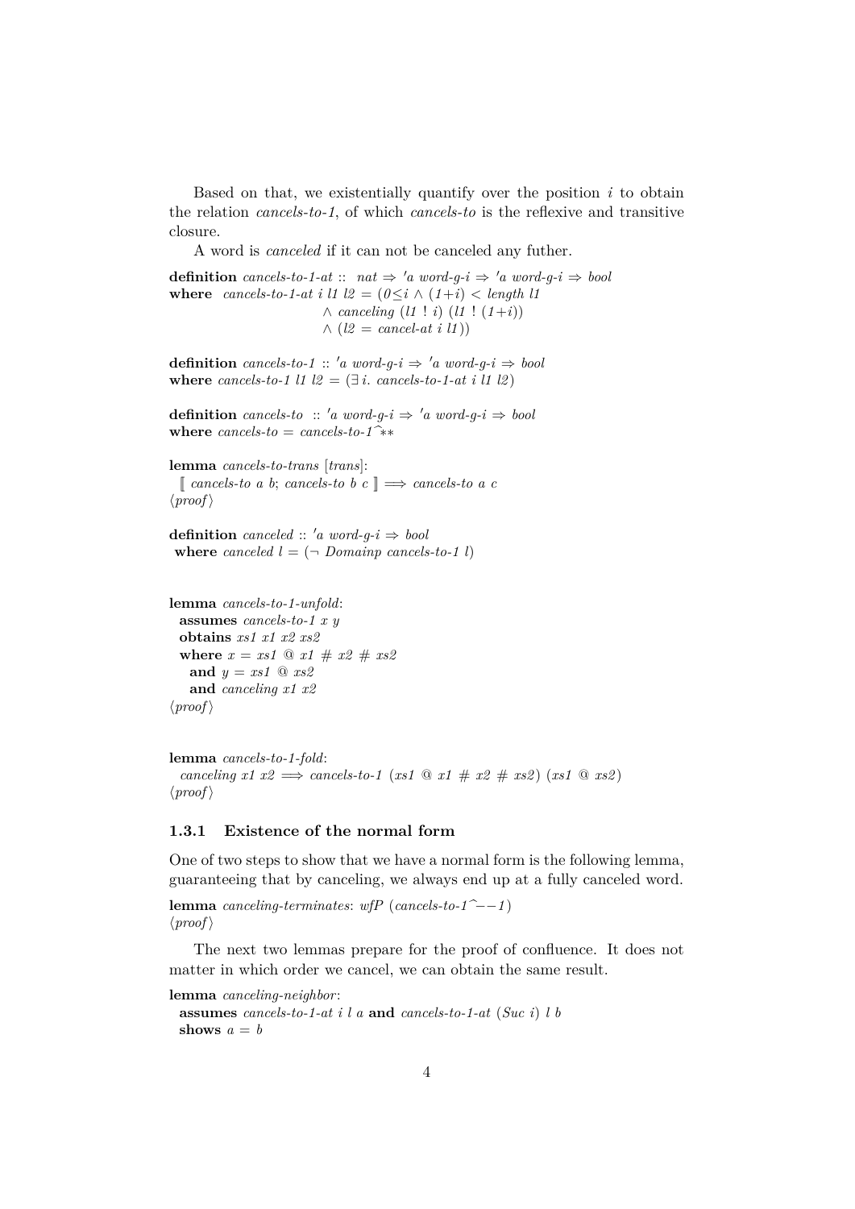Based on that, we existentially quantify over the position $i$ to obtain the relation *cancels-to-1*, of which *cancels-to* is the reflexive and transitive closure.

A word is *canceled* if it can not be canceled any futher.

```
definition cancels-to-1-at :: nat ⇒ 'a word-g-i ⇒ 'a word-g-i ⇒ bool
where cancels-to-1-at i l1 l2 = (0≤i ∧ (1+i) < length l1
                        ∧ canceling (l1 ! i) (l1 ! (1+i))
                        ∧ (l2 = cancel-at i l1))

definition cancels-to-1 :: 'a word-g-i ⇒ 'a word-g-i ⇒ bool
where cancels-to-1 l1 l2 = (∃ i. cancels-to-1-at i l1 l2)

definition cancels-to :: 'a word-g-i ⇒ 'a word-g-i ⇒ bool
where cancels-to = cancels-to-1^**

lemma cancels-to-trans [trans]:
  ⟦ cancels-to a b; cancels-to b c ⟧ ⟹ cancels-to a c
⟨proof⟩

definition canceled :: 'a word-g-i ⇒ bool
 where canceled l = (¬ Domainp cancels-to-1 l)


lemma cancels-to-1-unfold:
  assumes cancels-to-1 x y
  obtains xs1 x1 x2 xs2
  where x = xs1 @ x1 # x2 # xs2
    and y = xs1 @ xs2
    and canceling x1 x2
⟨proof⟩


lemma cancels-to-1-fold:
  canceling x1 x2 ⟹ cancels-to-1 (xs1 @ x1 # x2 # xs2) (xs1 @ xs2)
⟨proof⟩
```

### 1.3.1 Existence of the normal form

One of two steps to show that we have a normal form is the following lemma, guaranteeing that by canceling, we always end up at a fully canceled word.

```
lemma canceling-terminates: wfP (cancels-to-1^--1)
⟨proof⟩
```

The next two lemmas prepare for the proof of confluence. It does not matter in which order we cancel, we can obtain the same result.

```
lemma canceling-neighbor:
  assumes cancels-to-1-at i l a and cancels-to-1-at (Suc i) l b
  shows a = b
```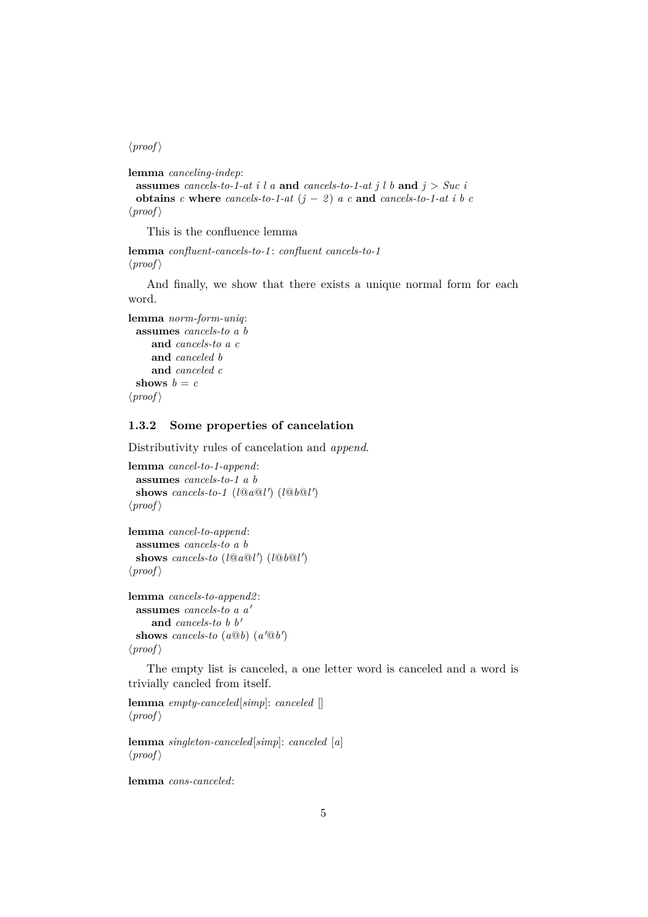⟨proof⟩

**lemma** *canceling-indep*:
  **assumes** *cancels-to-1-at i l a* **and** *cancels-to-1-at j l b* **and** $j > Suc\ i$
  **obtains** *c* **where** *cancels-to-1-at* $(j - 2)$ *a c* **and** *cancels-to-1-at i b c*
⟨proof⟩

This is the confluence lemma

**lemma** *confluent-cancels-to-1*: *confluent cancels-to-1*
⟨proof⟩

And finally, we show that there exists a unique normal form for each word.

**lemma** *norm-form-uniq*:
  **assumes** *cancels-to a b*
    **and** *cancels-to a c*
    **and** *canceled b*
    **and** *canceled c*
  **shows** $b = c$
⟨proof⟩

### 1.3.2 Some properties of cancelation

Distributivity rules of cancelation and *append*.

**lemma** *cancel-to-1-append*:
  **assumes** *cancels-to-1 a b*
  **shows** *cancels-to-1* $(l@a@l')$ $(l@b@l')$
⟨proof⟩

**lemma** *cancel-to-append*:
  **assumes** *cancels-to a b*
  **shows** *cancels-to* $(l@a@l')$ $(l@b@l')$
⟨proof⟩

**lemma** *cancels-to-append2*:
  **assumes** *cancels-to a* $a'$
    **and** *cancels-to b* $b'$
  **shows** *cancels-to* $(a@b)$ $(a'@b')$
⟨proof⟩

The empty list is canceled, a one letter word is canceled and a word is trivially cancled from itself.

**lemma** *empty-canceled*[*simp*]: *canceled* []
⟨proof⟩

**lemma** *singleton-canceled*[*simp*]: *canceled* [*a*]
⟨proof⟩

**lemma** *cons-canceled*: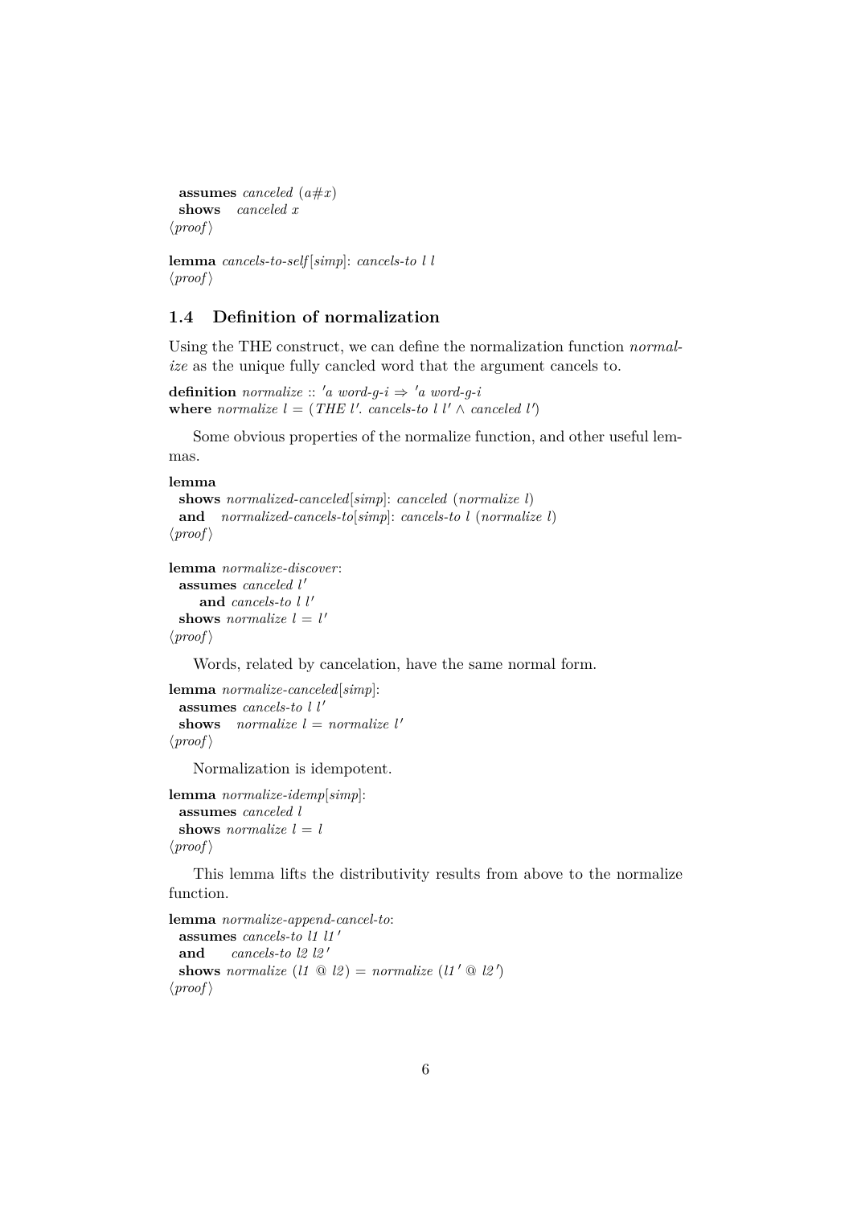```
  assumes canceled (a#x)
  shows   canceled x
⟨proof⟩

lemma cancels-to-self[simp]: cancels-to l l
⟨proof⟩
```

## 1.4 Definition of normalization

Using the THE construct, we can define the normalization function *normalize* as the unique fully cancled word that the argument cancels to.

```
definition normalize :: 'a word-g-i ⇒ 'a word-g-i
where normalize l = (THE l'. cancels-to l l' ∧ canceled l')
```

Some obvious properties of the normalize function, and other useful lemmas.

```
lemma
  shows normalized-canceled[simp]: canceled (normalize l)
  and   normalized-cancels-to[simp]: cancels-to l (normalize l)
⟨proof⟩

lemma normalize-discover:
  assumes canceled l'
     and cancels-to l l'
  shows normalize l = l'
⟨proof⟩
```

Words, related by cancelation, have the same normal form.

```
lemma normalize-canceled[simp]:
  assumes cancels-to l l'
  shows   normalize l = normalize l'
⟨proof⟩
```

Normalization is idempotent.

```
lemma normalize-idemp[simp]:
  assumes canceled l
  shows normalize l = l
⟨proof⟩
```

This lemma lifts the distributivity results from above to the normalize function.

```
lemma normalize-append-cancel-to:
  assumes cancels-to l1 l1'
  and     cancels-to l2 l2'
  shows normalize (l1 @ l2) = normalize (l1' @ l2')
⟨proof⟩
```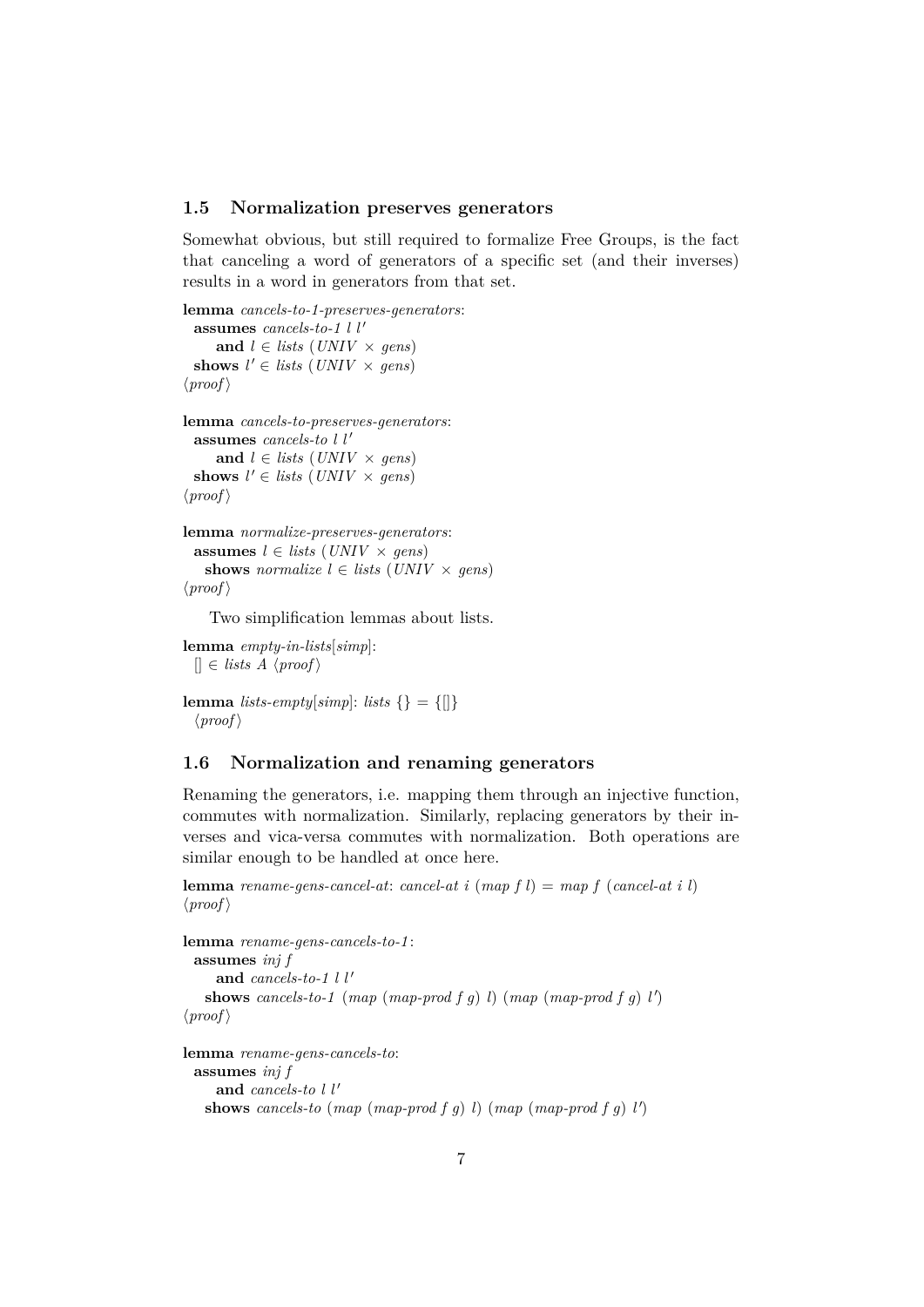## 1.5 Normalization preserves generators

Somewhat obvious, but still required to formalize Free Groups, is the fact that canceling a word of generators of a specific set (and their inverses) results in a word in generators from that set.

```
lemma cancels-to-1-preserves-generators:
  assumes cancels-to-1 l l'
      and l ∈ lists (UNIV × gens)
  shows l' ∈ lists (UNIV × gens)
⟨proof⟩

lemma cancels-to-preserves-generators:
  assumes cancels-to l l'
      and l ∈ lists (UNIV × gens)
  shows l' ∈ lists (UNIV × gens)
⟨proof⟩

lemma normalize-preserves-generators:
  assumes l ∈ lists (UNIV × gens)
    shows normalize l ∈ lists (UNIV × gens)
⟨proof⟩
```

Two simplification lemmas about lists.

```
lemma empty-in-lists[simp]:
  [] ∈ lists A ⟨proof⟩

lemma lists-empty[simp]: lists {} = {[]}
  ⟨proof⟩
```

## 1.6 Normalization and renaming generators

Renaming the generators, i.e. mapping them through an injective function, commutes with normalization. Similarly, replacing generators by their inverses and vica-versa commutes with normalization. Both operations are similar enough to be handled at once here.

```
lemma rename-gens-cancel-at: cancel-at i (map f l) = map f (cancel-at i l)
⟨proof⟩

lemma rename-gens-cancels-to-1:
  assumes inj f
      and cancels-to-1 l l'
    shows cancels-to-1 (map (map-prod f g) l) (map (map-prod f g) l')
⟨proof⟩

lemma rename-gens-cancels-to:
  assumes inj f
      and cancels-to l l'
    shows cancels-to (map (map-prod f g) l) (map (map-prod f g) l')
```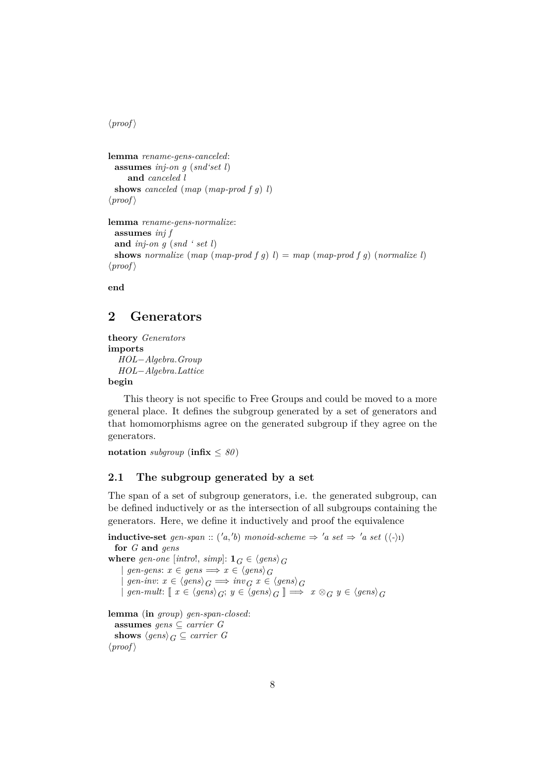⟨proof⟩

```
lemma rename-gens-canceled:
  assumes inj-on g (snd`set l)
      and canceled l
  shows canceled (map (map-prod f g) l)
⟨proof⟩

lemma rename-gens-normalize:
  assumes inj f
  and inj-on g (snd ` set l)
  shows normalize (map (map-prod f g) l) = map (map-prod f g) (normalize l)
⟨proof⟩

end
```

## 2 Generators

```
theory Generators
imports
  HOL−Algebra.Group
  HOL−Algebra.Lattice
begin
```

This theory is not specific to Free Groups and could be moved to a more general place. It defines the subgroup generated by a set of generators and that homomorphisms agree on the generated subgroup if they agree on the generators.

```
notation subgroup (infix ≤ 80)
```

### 2.1 The subgroup generated by a set

The span of a set of subgroup generators, i.e. the generated subgroup, can be defined inductively or as the intersection of all subgroups containing the generators. Here, we define it inductively and proof the equivalence

```
inductive-set gen-span :: ('a,'b) monoid-scheme ⇒ 'a set ⇒ 'a set (⟨-⟩ı)
  for G and gens
where gen-one [intro!, simp]: 𝟭_G ∈ ⟨gens⟩_G
  | gen-gens: x ∈ gens ⟹ x ∈ ⟨gens⟩_G
  | gen-inv: x ∈ ⟨gens⟩_G ⟹ inv_G x ∈ ⟨gens⟩_G
  | gen-mult: ⟦ x ∈ ⟨gens⟩_G; y ∈ ⟨gens⟩_G ⟧ ⟹ x ⊗_G y ∈ ⟨gens⟩_G

lemma (in group) gen-span-closed:
  assumes gens ⊆ carrier G
  shows ⟨gens⟩_G ⊆ carrier G
⟨proof⟩
```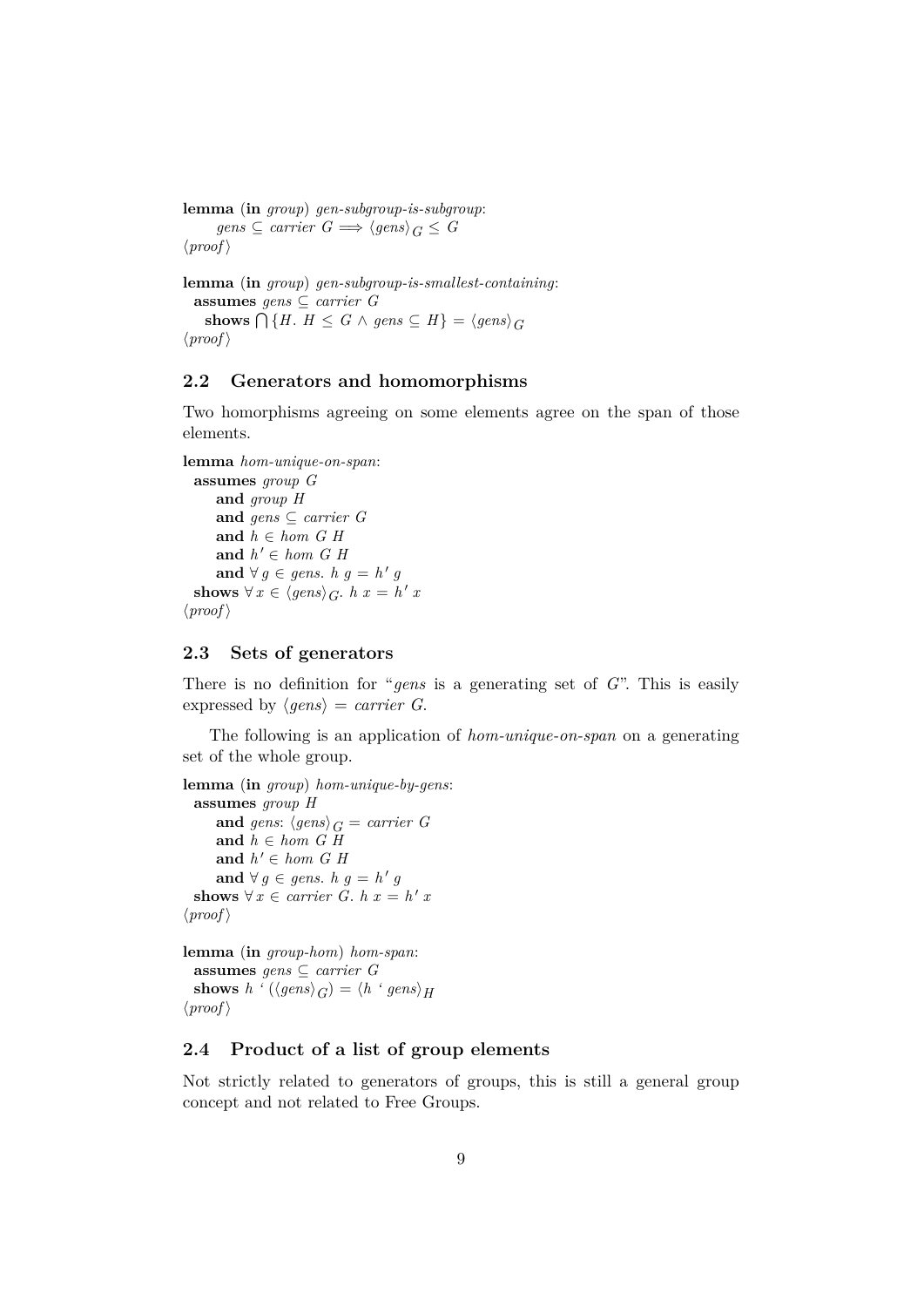**lemma** (**in** *group*) *gen-subgroup-is-subgroup*:
  $gens \subseteq carrier\ G \Longrightarrow \langle gens \rangle_G \leq G$
$\langle proof \rangle$

**lemma** (**in** *group*) *gen-subgroup-is-smallest-containing*:
 **assumes** $gens \subseteq carrier\ G$
 **shows** $\bigcap\{H.\ H \leq G \wedge gens \subseteq H\} = \langle gens \rangle_G$
$\langle proof \rangle$

## 2.2 Generators and homomorphisms

Two homorphisms agreeing on some elements agree on the span of those elements.

**lemma** *hom-unique-on-span*:
 **assumes** *group G*
  **and** *group H*
  **and** $gens \subseteq carrier\ G$
  **and** $h \in hom\ G\ H$
  **and** $h' \in hom\ G\ H$
  **and** $\forall\, g \in gens.\ h\ g = h'\ g$
 **shows** $\forall\, x \in \langle gens \rangle_G.\ h\ x = h'\ x$
$\langle proof \rangle$

## 2.3 Sets of generators

There is no definition for "*gens* is a generating set of *G*". This is easily expressed by $\langle gens \rangle = carrier\ G$.

The following is an application of *hom-unique-on-span* on a generating set of the whole group.

**lemma** (**in** *group*) *hom-unique-by-gens*:
 **assumes** *group H*
  **and** *gens*: $\langle gens \rangle_G = carrier\ G$
  **and** $h \in hom\ G\ H$
  **and** $h' \in hom\ G\ H$
  **and** $\forall\, g \in gens.\ h\ g = h'\ g$
 **shows** $\forall\, x \in carrier\ G.\ h\ x = h'\ x$
$\langle proof \rangle$

**lemma** (**in** *group-hom*) *hom-span*:
 **assumes** $gens \subseteq carrier\ G$
 **shows** $h\ `\ (\langle gens \rangle_G) = \langle h\ `\ gens \rangle_H$
$\langle proof \rangle$

## 2.4 Product of a list of group elements

Not strictly related to generators of groups, this is still a general group concept and not related to Free Groups.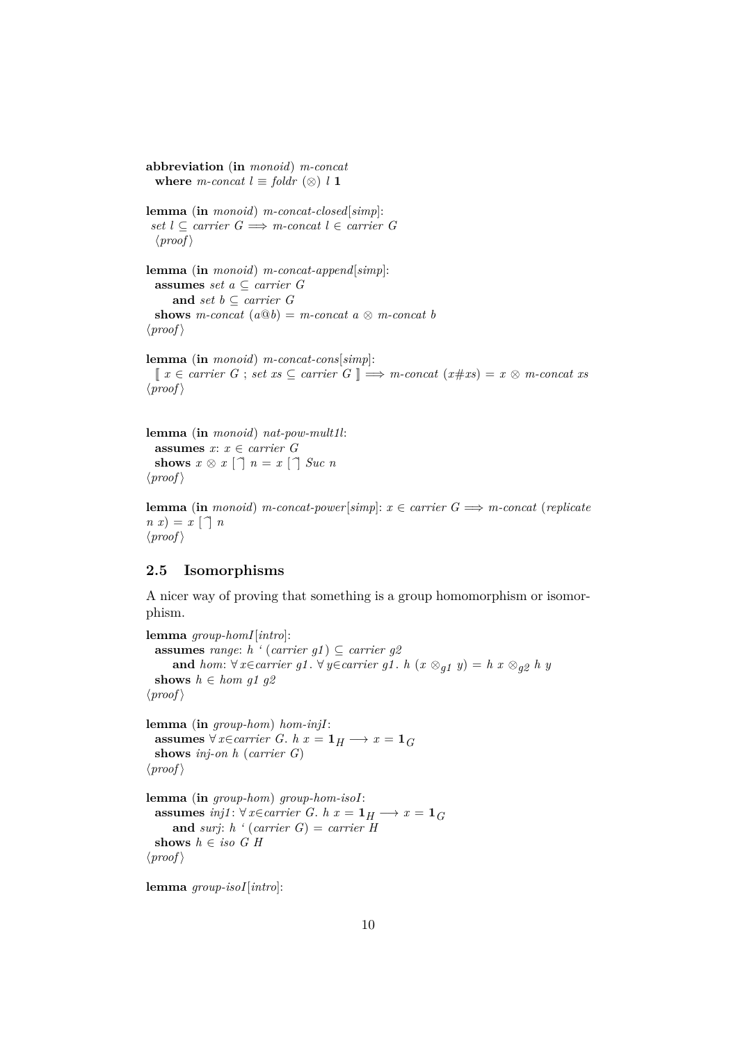**abbreviation** (**in** *monoid*) *m-concat*
  **where** *m-concat l* ≡ *foldr* (⊗) *l* **1**

**lemma** (**in** *monoid*) *m-concat-closed*[*simp*]:
 *set l* ⊆ *carrier G* ⟹ *m-concat l* ∈ *carrier G*
  ⟨*proof*⟩

**lemma** (**in** *monoid*) *m-concat-append*[*simp*]:
  **assumes** *set a* ⊆ *carrier G*
    **and** *set b* ⊆ *carrier G*
  **shows** *m-concat* (*a*@*b*) = *m-concat a* ⊗ *m-concat b*
⟨*proof*⟩

**lemma** (**in** *monoid*) *m-concat-cons*[*simp*]:
  ⟦ *x* ∈ *carrier G* ; *set xs* ⊆ *carrier G* ⟧ ⟹ *m-concat* (*x*#*xs*) = *x* ⊗ *m-concat xs*
⟨*proof*⟩

**lemma** (**in** *monoid*) *nat-pow-mult1l*:
  **assumes** *x*: *x* ∈ *carrier G*
  **shows** *x* ⊗ *x* [^] *n* = *x* [^] *Suc n*
⟨*proof*⟩

**lemma** (**in** *monoid*) *m-concat-power*[*simp*]: *x* ∈ *carrier G* ⟹ *m-concat* (*replicate n x*) = *x* [^] *n*
⟨*proof*⟩

## 2.5 Isomorphisms

A nicer way of proving that something is a group homomorphism or isomorphism.

**lemma** *group-homI*[*intro*]:
  **assumes** *range*: *h* ' (*carrier g1*) ⊆ *carrier g2*
    **and** *hom*: ∀ *x*∈*carrier g1*. ∀ *y*∈*carrier g1*. *h* ($x \otimes_{g1} y$) = *h x* $\otimes_{g2}$ *h y*
  **shows** *h* ∈ *hom g1 g2*
⟨*proof*⟩

**lemma** (**in** *group-hom*) *hom-injI*:
  **assumes** ∀ *x*∈*carrier G*. *h x* = $\mathbf{1}_H$ ⟶ *x* = $\mathbf{1}_G$
  **shows** *inj-on h* (*carrier G*)
⟨*proof*⟩

**lemma** (**in** *group-hom*) *group-hom-isoI*:
  **assumes** *inj1*: ∀ *x*∈*carrier G*. *h x* = $\mathbf{1}_H$ ⟶ *x* = $\mathbf{1}_G$
    **and** *surj*: *h* ' (*carrier G*) = *carrier H*
  **shows** *h* ∈ *iso G H*
⟨*proof*⟩

**lemma** *group-isoI*[*intro*]: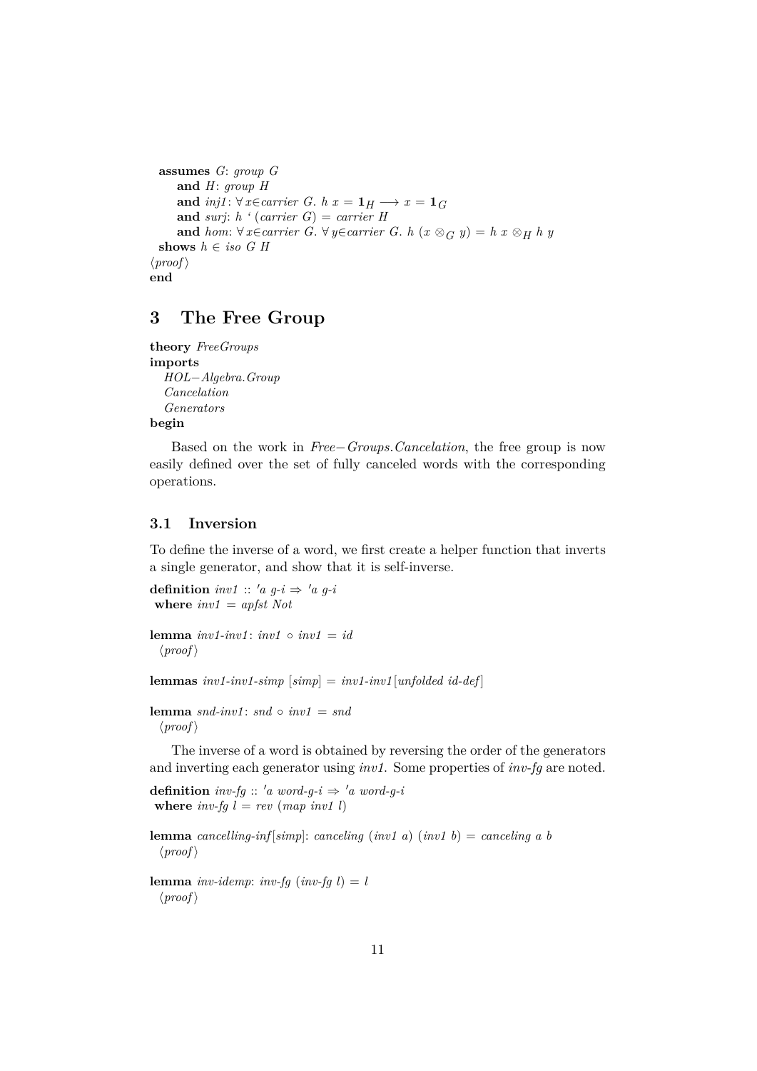```
  assumes G: group G
      and H: group H
      and inj1: ∀x∈carrier G. h x = 1_H ⟶ x = 1_G
      and surj: h ` (carrier G) = carrier H
      and hom: ∀x∈carrier G. ∀y∈carrier G. h (x ⊗_G y) = h x ⊗_H h y
  shows h ∈ iso G H
⟨proof⟩
end
```

# 3 The Free Group

```
theory FreeGroups
imports
  HOL−Algebra.Group
  Cancelation
  Generators
begin
```

Based on the work in *Free−Groups.Cancelation*, the free group is now easily defined over the set of fully canceled words with the corresponding operations.

## 3.1 Inversion

To define the inverse of a word, we first create a helper function that inverts a single generator, and show that it is self-inverse.

```
definition inv1 :: 'a g-i ⇒ 'a g-i
 where inv1 = apfst Not

lemma inv1-inv1: inv1 ∘ inv1 = id
  ⟨proof⟩

lemmas inv1-inv1-simp [simp] = inv1-inv1[unfolded id-def]

lemma snd-inv1: snd ∘ inv1 = snd
  ⟨proof⟩
```

The inverse of a word is obtained by reversing the order of the generators and inverting each generator using *inv1*. Some properties of *inv-fg* are noted.

```
definition inv-fg :: 'a word-g-i ⇒ 'a word-g-i
 where inv-fg l = rev (map inv1 l)

lemma cancelling-inf[simp]: canceling (inv1 a) (inv1 b) = canceling a b
  ⟨proof⟩

lemma inv-idemp: inv-fg (inv-fg l) = l
  ⟨proof⟩
```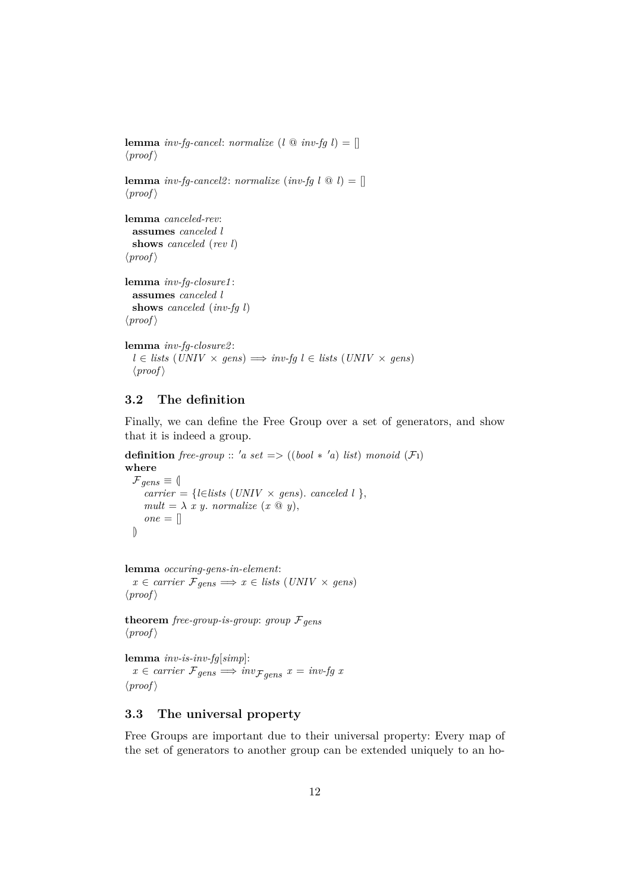**lemma** *inv-fg-cancel*: *normalize* (*l* @ *inv-fg l*) = []
⟨*proof*⟩

**lemma** *inv-fg-cancel2*: *normalize* (*inv-fg l* @ *l*) = []
⟨*proof*⟩

**lemma** *canceled-rev*:
  **assumes** *canceled l*
  **shows** *canceled* (*rev l*)
⟨*proof*⟩

**lemma** *inv-fg-closure1*:
  **assumes** *canceled l*
  **shows** *canceled* (*inv-fg l*)
⟨*proof*⟩

**lemma** *inv-fg-closure2*:
  $l \in lists\ (UNIV \times gens) \Longrightarrow inv\text{-}fg\ l \in lists\ (UNIV \times gens)$
  ⟨*proof*⟩

## 3.2 The definition

Finally, we can define the Free Group over a set of generators, and show that it is indeed a group.

**definition** *free-group* :: $'a\ set => ((bool * 'a)\ list)\ monoid\ (\mathcal{F}_1)$
**where**
  $\mathcal{F}_{gens} \equiv$ (|
    *carrier* = {*l*∈*lists* (*UNIV* × *gens*). *canceled l* },
    *mult* = λ *x y*. *normalize* (*x* @ *y*),
    *one* = []
  |)

**lemma** *occuring-gens-in-element*:
  $x \in carrier\ \mathcal{F}_{gens} \Longrightarrow x \in lists\ (UNIV \times gens)$
⟨*proof*⟩

**theorem** *free-group-is-group*: *group* $\mathcal{F}_{gens}$
⟨*proof*⟩

**lemma** *inv-is-inv-fg*[*simp*]:
  $x \in carrier\ \mathcal{F}_{gens} \Longrightarrow inv_{\mathcal{F}_{gens}}\ x = inv\text{-}fg\ x$
⟨*proof*⟩

## 3.3 The universal property

Free Groups are important due to their universal property: Every map of the set of generators to another group can be extended uniquely to an ho-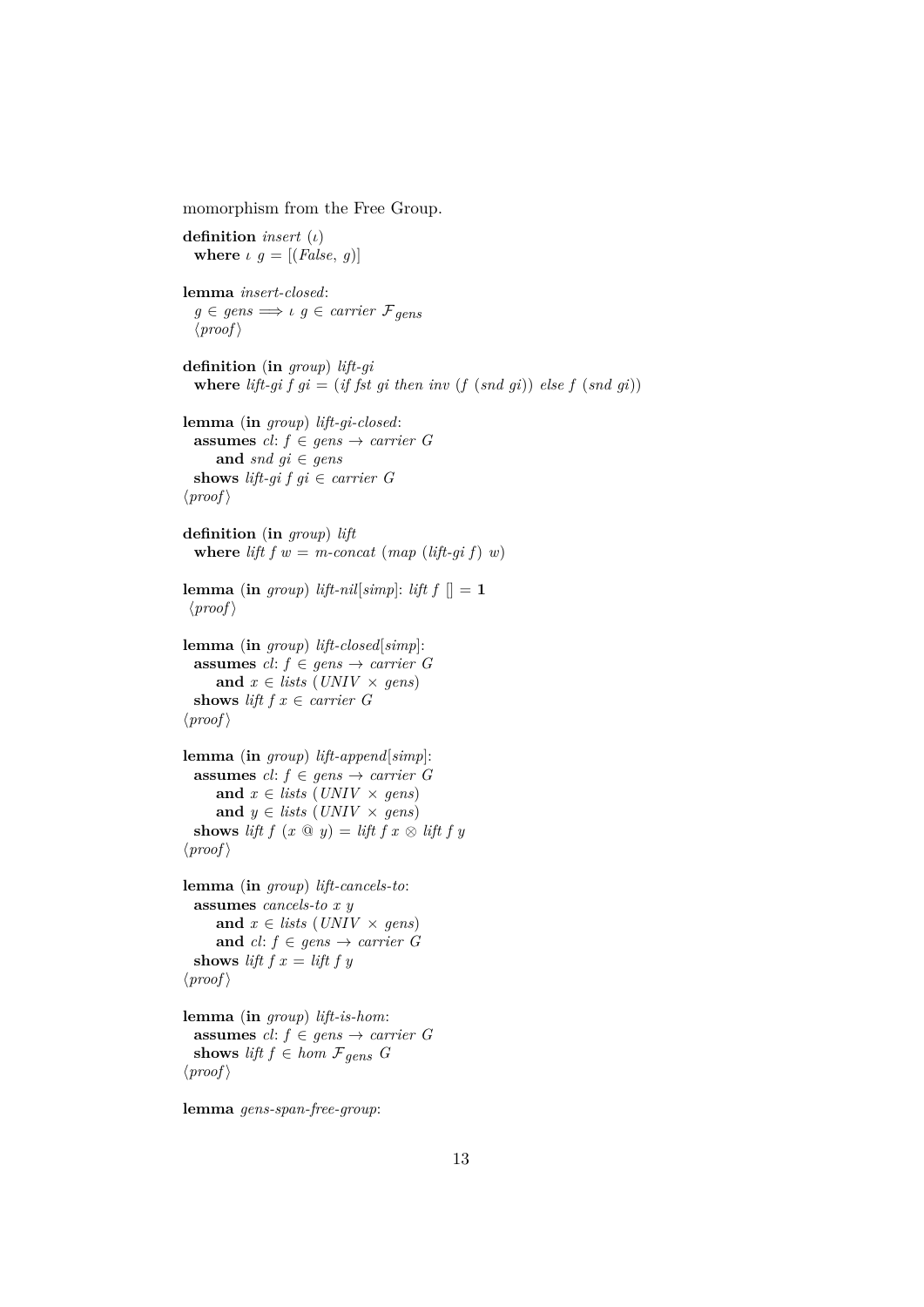momorphism from the Free Group.

**definition** *insert* ($\iota$)
  **where** $\iota$ *g* = [(*False*, *g*)]

**lemma** *insert-closed*:
  *g* ∈ *gens* ⟹ $\iota$ *g* ∈ *carrier* $\mathcal{F}_{gens}$
  ⟨*proof*⟩

**definition** (**in** *group*) *lift-gi*
  **where** *lift-gi f gi* = (*if fst gi then inv* (*f* (*snd gi*)) *else f* (*snd gi*))

**lemma** (**in** *group*) *lift-gi-closed*:
  **assumes** *cl*: *f* ∈ *gens* → *carrier G*
    **and** *snd gi* ∈ *gens*
  **shows** *lift-gi f gi* ∈ *carrier G*
⟨*proof*⟩

**definition** (**in** *group*) *lift*
  **where** *lift f w* = *m-concat* (*map* (*lift-gi f*) *w*)

**lemma** (**in** *group*) *lift-nil*[*simp*]: *lift f* [] = **1**
 ⟨*proof*⟩

**lemma** (**in** *group*) *lift-closed*[*simp*]:
  **assumes** *cl*: *f* ∈ *gens* → *carrier G*
    **and** *x* ∈ *lists* (*UNIV* × *gens*)
  **shows** *lift f x* ∈ *carrier G*
⟨*proof*⟩

**lemma** (**in** *group*) *lift-append*[*simp*]:
  **assumes** *cl*: *f* ∈ *gens* → *carrier G*
    **and** *x* ∈ *lists* (*UNIV* × *gens*)
    **and** *y* ∈ *lists* (*UNIV* × *gens*)
  **shows** *lift f* (*x* @ *y*) = *lift f x* ⊗ *lift f y*
⟨*proof*⟩

**lemma** (**in** *group*) *lift-cancels-to*:
  **assumes** *cancels-to x y*
    **and** *x* ∈ *lists* (*UNIV* × *gens*)
    **and** *cl*: *f* ∈ *gens* → *carrier G*
  **shows** *lift f x* = *lift f y*
⟨*proof*⟩

**lemma** (**in** *group*) *lift-is-hom*:
  **assumes** *cl*: *f* ∈ *gens* → *carrier G*
  **shows** *lift f* ∈ *hom* $\mathcal{F}_{gens}$ *G*
⟨*proof*⟩

**lemma** *gens-span-free-group*: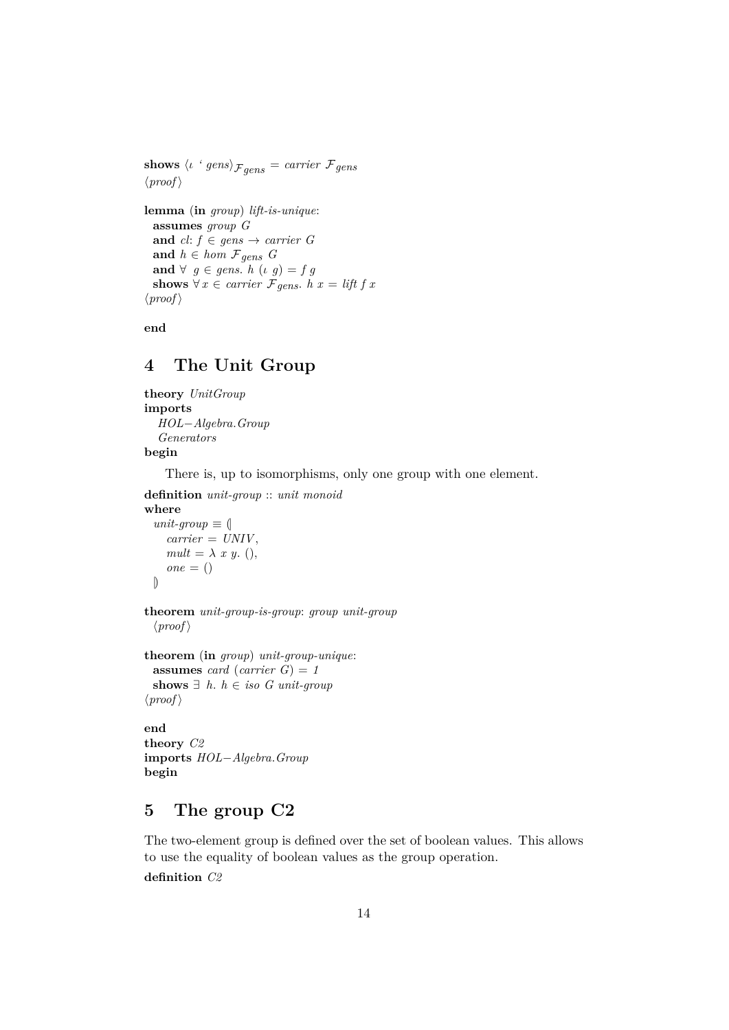**shows** $\langle\iota$ ' $gens\rangle_{\mathcal{F}_{gens}}$ = *carrier* $\mathcal{F}_{gens}$
⟨*proof*⟩

**lemma** (**in** *group*) *lift-is-unique*:
  **assumes** *group G*
  **and** *cl*: $f \in gens \rightarrow carrier\ G$
  **and** $h \in hom\ \mathcal{F}_{gens}\ G$
  **and** $\forall\ g \in gens.\ h\ (\iota\ g) = f\ g$
  **shows** $\forall\, x \in carrier\ \mathcal{F}_{gens}.\ h\ x = lift\ f\ x$
⟨*proof*⟩

**end**

## 4 The Unit Group

**theory** *UnitGroup*
**imports**
  *HOL−Algebra.Group*
  *Generators*
**begin**

There is, up to isomorphisms, only one group with one element.

**definition** *unit-group* :: *unit monoid*
**where**
  *unit-group* ≡ (|
    *carrier* = *UNIV*,
    *mult* = λ *x y*. (),
    *one* = ()
  |)

**theorem** *unit-group-is-group*: *group unit-group*
  ⟨*proof*⟩

**theorem** (**in** *group*) *unit-group-unique*:
  **assumes** *card* (*carrier G*) = *1*
  **shows** ∃ *h*. *h* ∈ *iso G unit-group*
⟨*proof*⟩

**end**
**theory** *C2*
**imports** *HOL−Algebra.Group*
**begin**

## 5 The group C2

The two-element group is defined over the set of boolean values. This allows to use the equality of boolean values as the group operation.

**definition** *C2*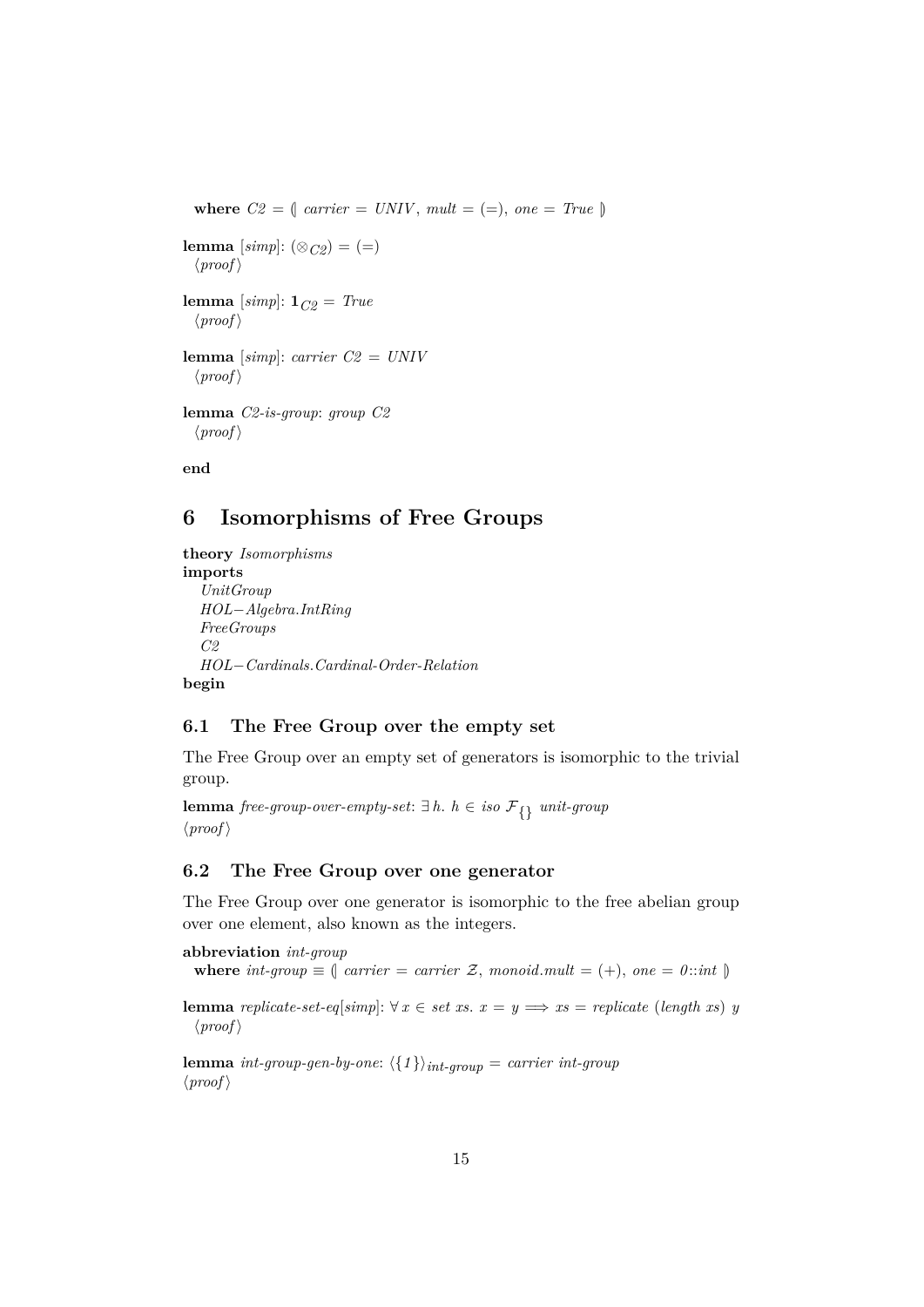**where** $C2 = (\!| \; carrier = UNIV, \; mult = (=), \; one = True \; |\!)$

**lemma** [*simp*]: $(\otimes_{C2}) = (=)$
⟨*proof*⟩

**lemma** [*simp*]: $\mathbf{1}_{C2} = True$
⟨*proof*⟩

**lemma** [*simp*]: *carrier C2 = UNIV*
⟨*proof*⟩

**lemma** *C2-is-group*: *group C2*
⟨*proof*⟩

**end**

# 6 Isomorphisms of Free Groups

**theory** *Isomorphisms*
**imports**
*UnitGroup*
*HOL−Algebra.IntRing*
*FreeGroups*
*C2*
*HOL−Cardinals.Cardinal-Order-Relation*
**begin**

## 6.1 The Free Group over the empty set

The Free Group over an empty set of generators is isomorphic to the trivial group.

**lemma** *free-group-over-empty-set*: $\exists h. \; h \in iso \; \mathcal{F}_{\{\}} \; unit\text{-}group$
⟨*proof*⟩

## 6.2 The Free Group over one generator

The Free Group over one generator is isomorphic to the free abelian group over one element, also known as the integers.

**abbreviation** *int-group*
**where** $int\text{-}group \equiv (\!| \; carrier = carrier \; \mathcal{Z}, \; monoid.mult = (+), \; one = 0{::}int \; |\!)$

**lemma** *replicate-set-eq*[*simp*]: $\forall x \in set \; xs. \; x = y \Longrightarrow xs = replicate \; (length \; xs) \; y$
⟨*proof*⟩

**lemma** *int-group-gen-by-one*: $\langle\{1\}\rangle_{int\text{-}group} = carrier \; int\text{-}group$
⟨*proof*⟩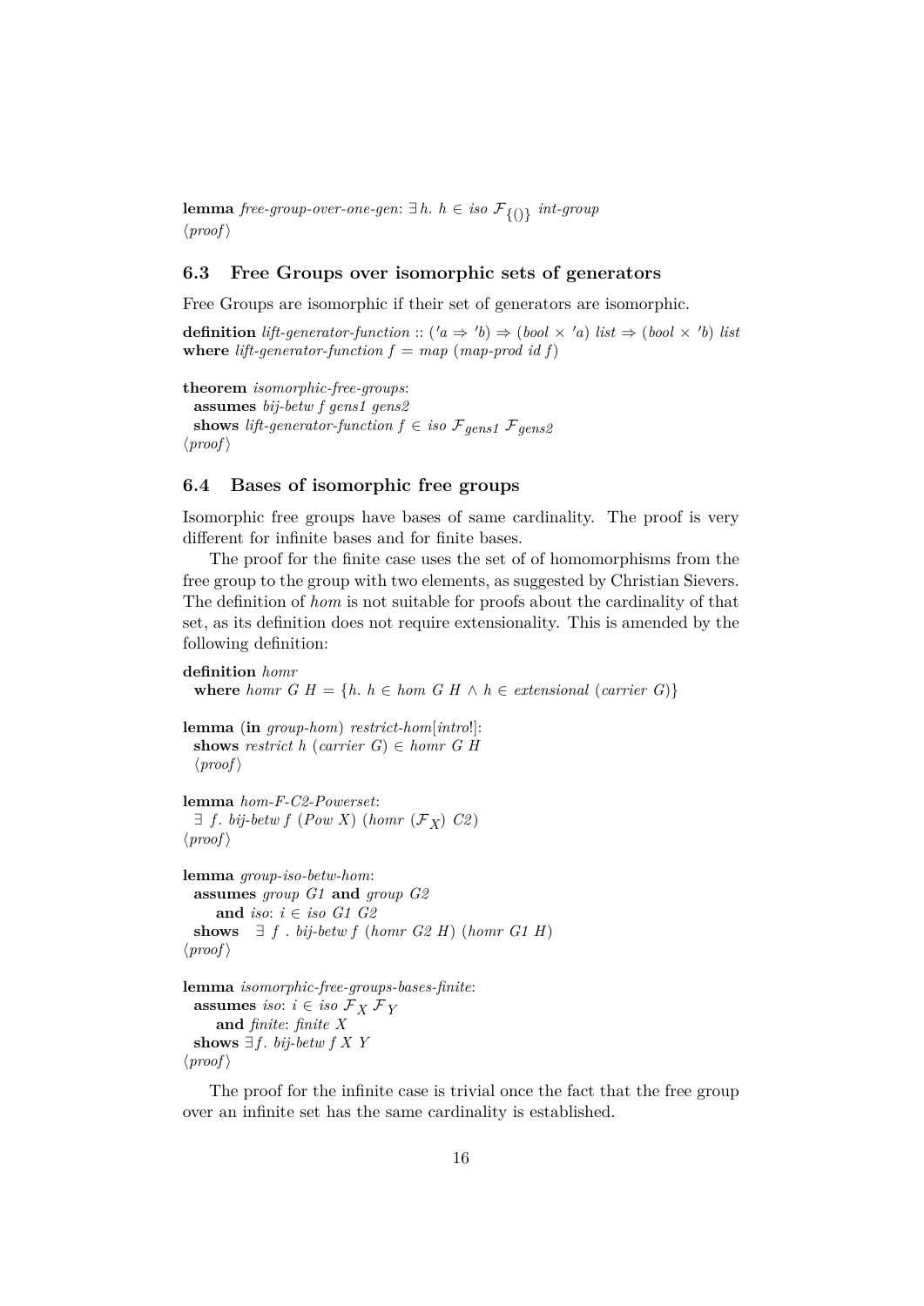**lemma** *free-group-over-one-gen*: $\exists h.\ h \in iso\ \mathcal{F}_{\{()\}}\ int\text{-}group$
⟨*proof*⟩

### 6.3 Free Groups over isomorphic sets of generators

Free Groups are isomorphic if their set of generators are isomorphic.

**definition** *lift-generator-function* :: $('a \Rightarrow 'b) \Rightarrow (bool \times 'a)\ list \Rightarrow (bool \times 'b)\ list$
**where** *lift-generator-function* $f$ = *map* (*map-prod id* $f$)

**theorem** *isomorphic-free-groups*:
  **assumes** *bij-betw f gens1 gens2*
  **shows** *lift-generator-function* $f \in iso\ \mathcal{F}_{gens1}\ \mathcal{F}_{gens2}$
⟨*proof*⟩

### 6.4 Bases of isomorphic free groups

Isomorphic free groups have bases of same cardinality. The proof is very different for infinite bases and for finite bases.

The proof for the finite case uses the set of of homomorphisms from the free group to the group with two elements, as suggested by Christian Sievers. The definition of *hom* is not suitable for proofs about the cardinality of that set, as its definition does not require extensionality. This is amended by the following definition:

**definition** *homr*
  **where** *homr G H* = $\{h.\ h \in hom\ G\ H \wedge h \in extensional\ (carrier\ G)\}$

**lemma** (**in** *group-hom*) *restrict-hom*[*intro*!]:
  **shows** *restrict h* (*carrier G*) $\in$ *homr G H*
  ⟨*proof*⟩

**lemma** *hom-F-C2-Powerset*:
  $\exists\ f.\ bij\text{-}betw\ f\ (Pow\ X)\ (homr\ (\mathcal{F}_X)\ C2)$
⟨*proof*⟩

**lemma** *group-iso-betw-hom*:
  **assumes** *group G1* **and** *group G2*
    **and** *iso*: $i \in iso\ G1\ G2$
  **shows** $\exists\ f\ .\ bij\text{-}betw\ f\ (homr\ G2\ H)\ (homr\ G1\ H)$
⟨*proof*⟩

**lemma** *isomorphic-free-groups-bases-finite*:
  **assumes** *iso*: $i \in iso\ \mathcal{F}_X\ \mathcal{F}_Y$
    **and** *finite*: *finite X*
  **shows** $\exists f.\ bij\text{-}betw\ f\ X\ Y$
⟨*proof*⟩

The proof for the infinite case is trivial once the fact that the free group over an infinite set has the same cardinality is established.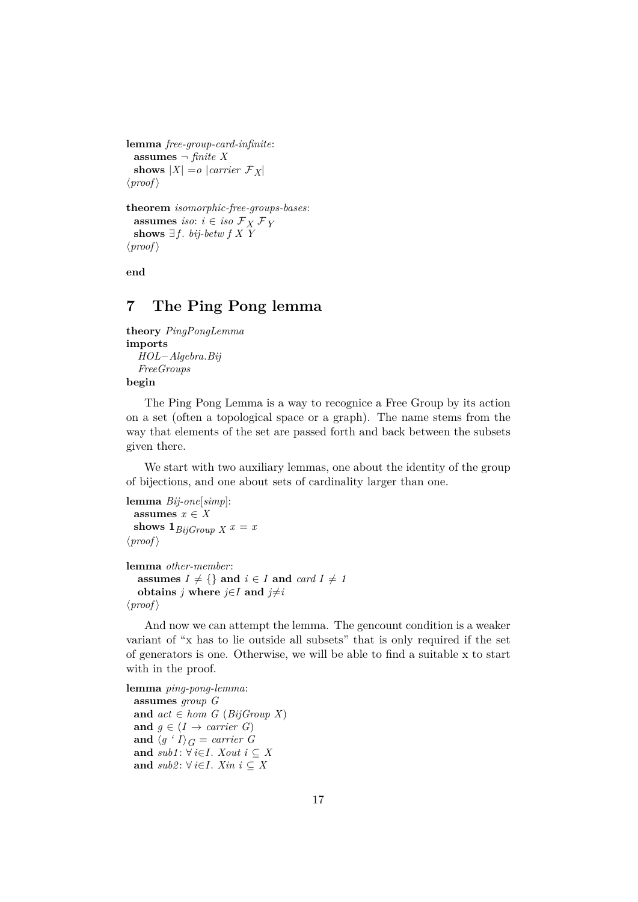```
lemma free-group-card-infinite:
  assumes ¬ finite X
  shows |X| =o |carrier ℱ_X|
⟨proof⟩

theorem isomorphic-free-groups-bases:
  assumes iso: i ∈ iso ℱ_X ℱ_Y
  shows ∃f. bij-betw f X Y
⟨proof⟩

end
```

# 7 The Ping Pong lemma

```
theory PingPongLemma
imports
  HOL−Algebra.Bij
  FreeGroups
begin
```

The Ping Pong Lemma is a way to recognice a Free Group by its action on a set (often a topological space or a graph). The name stems from the way that elements of the set are passed forth and back between the subsets given there.

We start with two auxiliary lemmas, one about the identity of the group of bijections, and one about sets of cardinality larger than one.

```
lemma Bij-one[simp]:
  assumes x ∈ X
  shows 1_BijGroup X x = x
⟨proof⟩

lemma other-member:
  assumes I ≠ {} and i ∈ I and card I ≠ 1
  obtains j where j∈I and j≠i
⟨proof⟩
```

And now we can attempt the lemma. The gencount condition is a weaker variant of "x has to lie outside all subsets" that is only required if the set of generators is one. Otherwise, we will be able to find a suitable x to start with in the proof.

```
lemma ping-pong-lemma:
  assumes group G
  and act ∈ hom G (BijGroup X)
  and g ∈ (I → carrier G)
  and ⟨g ‘ I⟩_G = carrier G
  and sub1: ∀ i∈I. Xout i ⊆ X
  and sub2: ∀ i∈I. Xin i ⊆ X
```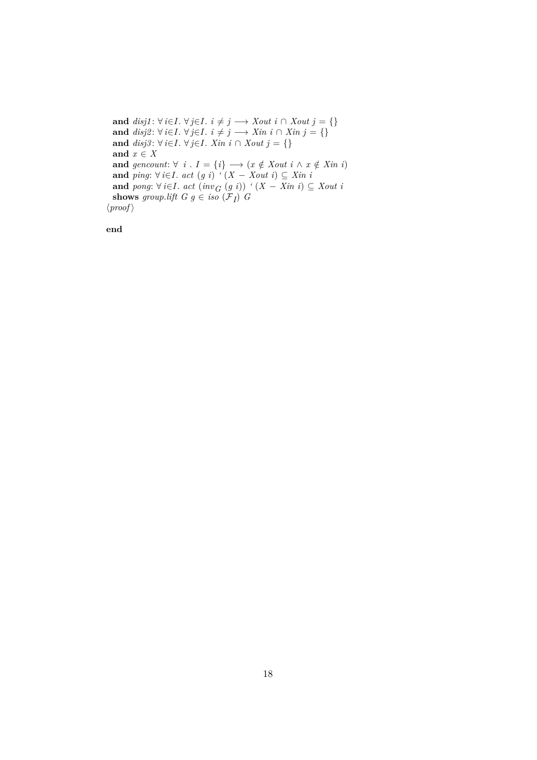**and** *disj1*: $\forall\, i{\in}I.\ \forall\, j{\in}I.\ i \neq j \longrightarrow Xout\ i \cap Xout\ j = \{\}$  
**and** *disj2*: $\forall\, i{\in}I.\ \forall\, j{\in}I.\ i \neq j \longrightarrow Xin\ i \cap Xin\ j = \{\}$  
**and** *disj3*: $\forall\, i{\in}I.\ \forall\, j{\in}I.\ Xin\ i \cap Xout\ j = \{\}$  
**and** $x \in X$  
**and** *gencount*: $\forall\ \ i\ .\ I = \{i\} \longrightarrow (x \notin Xout\ i \wedge x \notin Xin\ i)$  
**and** *ping*: $\forall\, i{\in}I.\ act\ (g\ i)\ \text{`}\ (X - Xout\ i) \subseteq Xin\ i$  
**and** *pong*: $\forall\, i{\in}I.\ act\ (inv_G\ (g\ i))\ \text{`}\ (X - Xin\ i) \subseteq Xout\ i$  
**shows** *group.lift* $G\ g \in iso\ (\mathcal{F}_I)\ G$  
⟨*proof*⟩

**end**